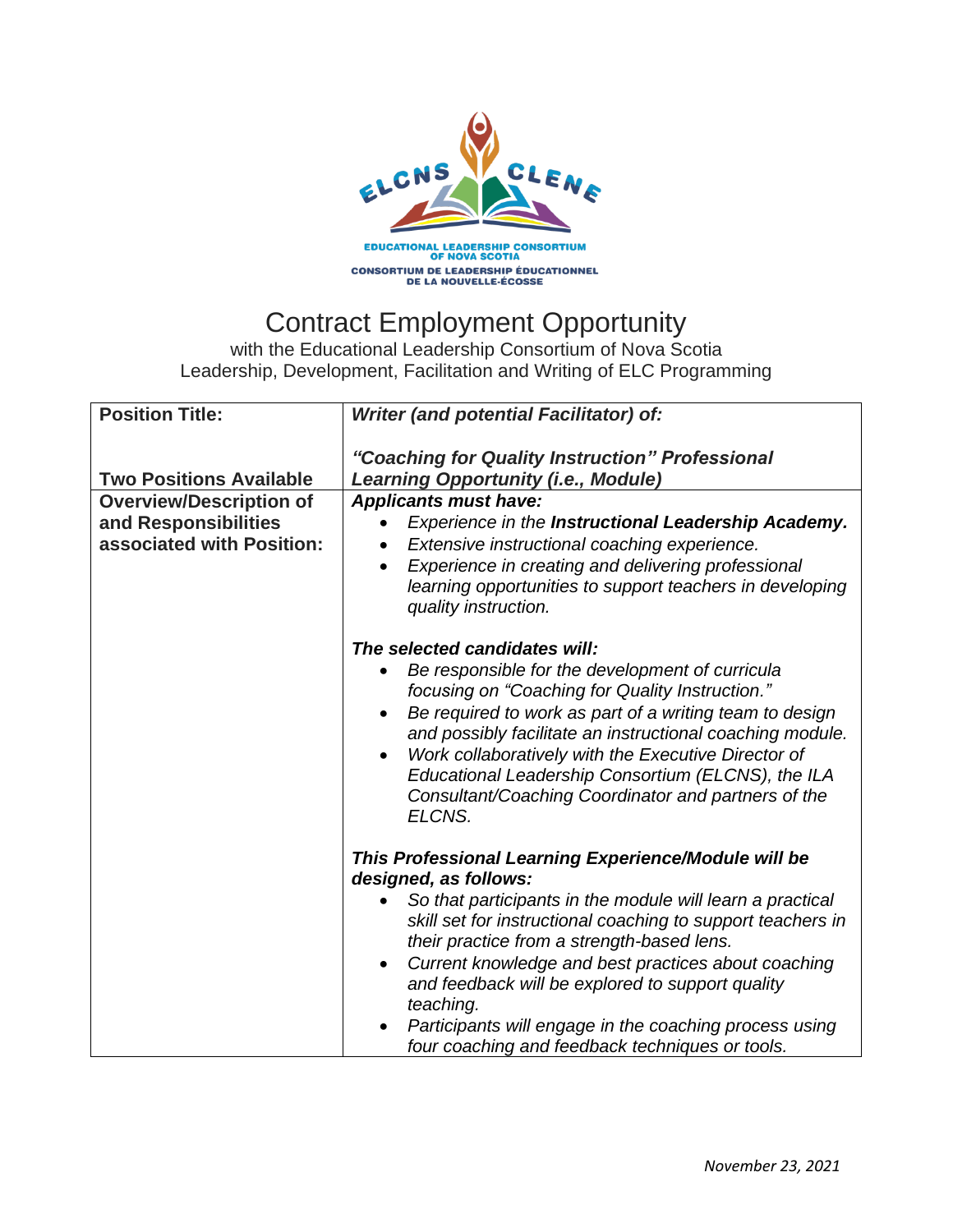ELCNS CLENE

EDUCATIONAL LEADERSHIP CONSORTIUM OF NOVA SCOTIA
CONSORTIUM DE LEADERSHIP ÉDUCATIONNEL DE LA NOUVELLE-ÉCOSSE

# Contract Employment Opportunity

with the Educational Leadership Consortium of Nova Scotia
Leadership, Development, Facilitation and Writing of ELC Programming

| **Position Title:**<br><br>**Two Positions Available** | ***Writer (and potential Facilitator) of:***<br><br>***"Coaching for Quality Instruction" Professional Learning Opportunity (i.e., Module)*** |
|---|---|
| **Overview/Description of and Responsibilities associated with Position:** | ***Applicants must have:***<br>• *Experience in the* ***Instructional Leadership Academy.***<br>• *Extensive instructional coaching experience.*<br>• *Experience in creating and delivering professional learning opportunities to support teachers in developing quality instruction.*<br><br>***The selected candidates will:***<br>• *Be responsible for the development of curricula focusing on "Coaching for Quality Instruction."*<br>• *Be required to work as part of a writing team to design and possibly facilitate an instructional coaching module.*<br>• *Work collaboratively with the Executive Director of Educational Leadership Consortium (ELCNS), the ILA Consultant/Coaching Coordinator and partners of the ELCNS.*<br><br>***This Professional Learning Experience/Module will be designed, as follows:***<br>• *So that participants in the module will learn a practical skill set for instructional coaching to support teachers in their practice from a strength-based lens.*<br>• *Current knowledge and best practices about coaching and feedback will be explored to support quality teaching.*<br>• *Participants will engage in the coaching process using four coaching and feedback techniques or tools.* |

*November 23, 2021*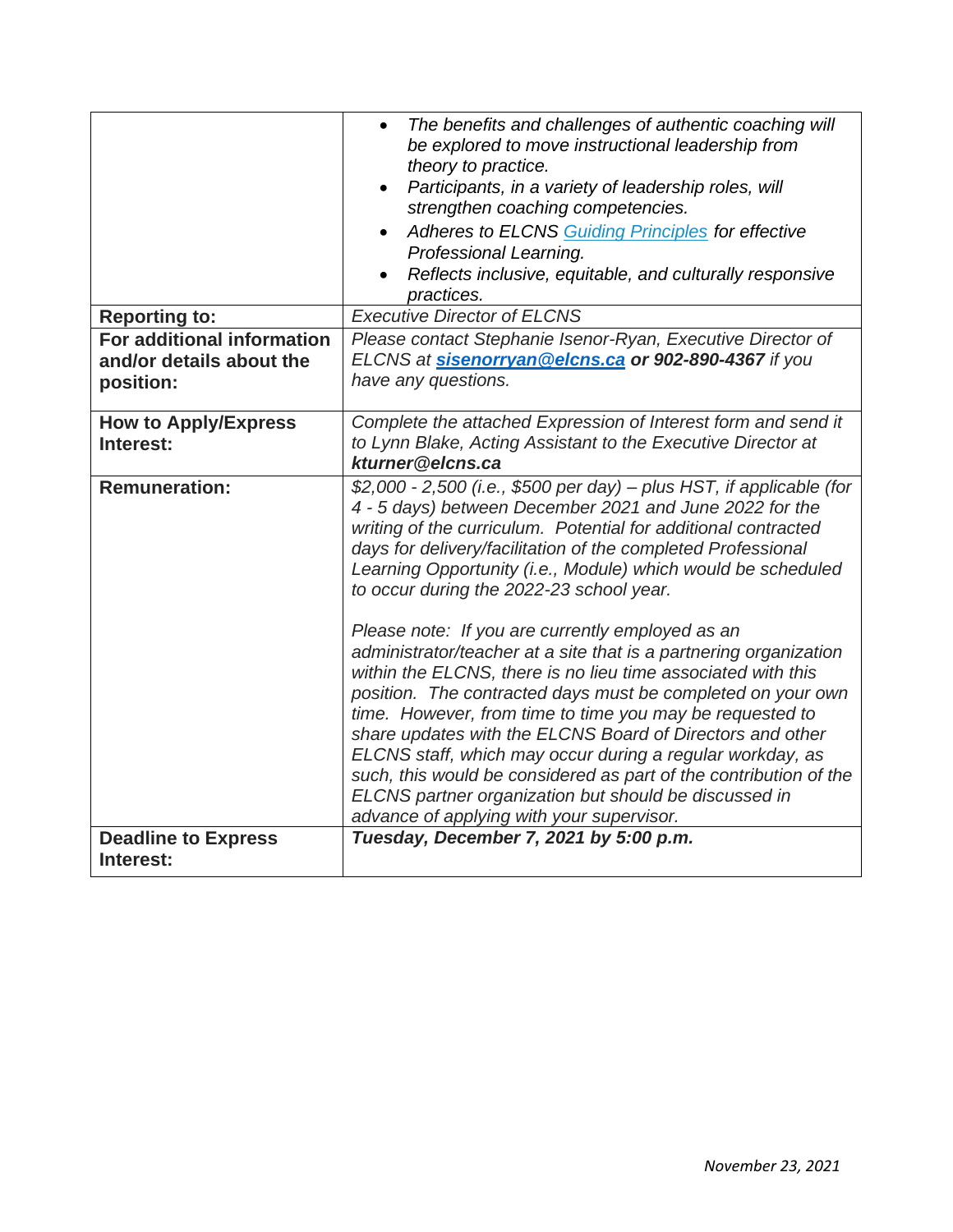| | |
|---|---|
| | • *The benefits and challenges of authentic coaching will be explored to move instructional leadership from theory to practice.*<br>• *Participants, in a variety of leadership roles, will strengthen coaching competencies.*<br>• *Adheres to ELCNS Guiding Principles for effective Professional Learning.*<br>• *Reflects inclusive, equitable, and culturally responsive practices.* |
| **Reporting to:** | *Executive Director of ELCNS* |
| **For additional information and/or details about the position:** | *Please contact Stephanie Isenor-Ryan, Executive Director of ELCNS at **sisenorryan@elcns.ca** **or 902-890-4367** if you have any questions.* |
| **How to Apply/Express Interest:** | *Complete the attached Expression of Interest form and send it to Lynn Blake, Acting Assistant to the Executive Director at **kturner@elcns.ca*** |
| **Remuneration:** | *$2,000 - 2,500 (i.e., $500 per day) – plus HST, if applicable (for 4 - 5 days) between December 2021 and June 2022 for the writing of the curriculum. Potential for additional contracted days for delivery/facilitation of the completed Professional Learning Opportunity (i.e., Module) which would be scheduled to occur during the 2022-23 school year.*<br><br>*Please note: If you are currently employed as an administrator/teacher at a site that is a partnering organization within the ELCNS, there is no lieu time associated with this position. The contracted days must be completed on your own time. However, from time to time you may be requested to share updates with the ELCNS Board of Directors and other ELCNS staff, which may occur during a regular workday, as such, this would be considered as part of the contribution of the ELCNS partner organization but should be discussed in advance of applying with your supervisor.* |
| **Deadline to Express Interest:** | ***Tuesday, December 7, 2021 by 5:00 p.m.*** |

*November 23, 2021*